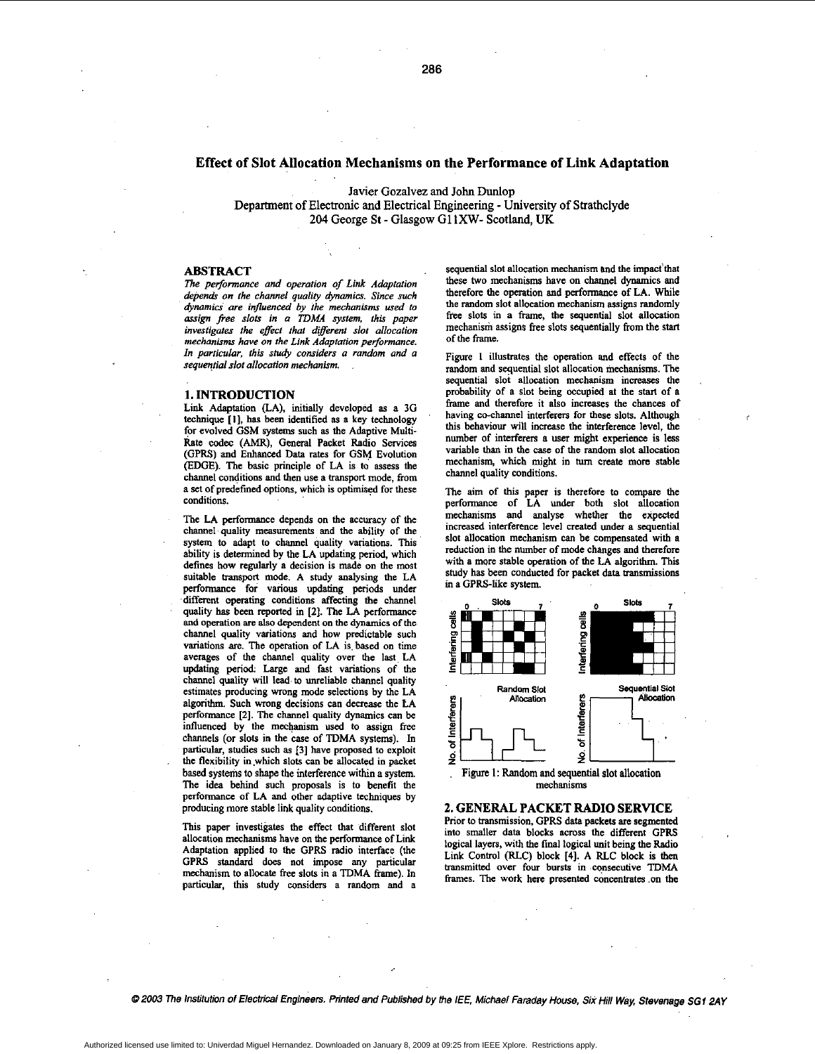# Effect of Slot Allocation Mechanisms on the Performance of Link Adaptation

Javier Gozalvez and John Dunlop
Department of Electronic and Electrical Engineering - University of Strathclyde
204 George St - Glasgow G1 1XW- Scotland, UK

## ABSTRACT

*The performance and operation of Link Adaptation depends on the channel quality dynamics. Since such dynamics are influenced by the mechanisms used to assign free slots in a TDMA system, this paper investigates the effect that different slot allocation mechanisms have on the Link Adaptation performance. In particular, this study considers a random and a sequential slot allocation mechanism.*

## 1. INTRODUCTION

Link Adaptation (LA), initially developed as a 3G technique [1], has been identified as a key technology for evolved GSM systems such as the Adaptive Multi-Rate codec (AMR), General Packet Radio Services (GPRS) and Enhanced Data rates for GSM Evolution (EDGE). The basic principle of LA is to assess the channel conditions and then use a transport mode, from a set of predefined options, which is optimised for these conditions.

The LA performance depends on the accuracy of the channel quality measurements and the ability of the system to adapt to channel quality variations. This ability is determined by the LA updating period, which defines how regularly a decision is made on the most suitable transport mode. A study analysing the LA performance for various updating periods under different operating conditions affecting the channel quality has been reported in [2]. The LA performance and operation are also dependent on the dynamics of the channel quality variations and how predictable such variations are. The operation of LA is based on time averages of the channel quality over the last LA updating period. Large and fast variations of the channel quality will lead to unreliable channel quality estimates producing wrong mode selections by the LA algorithm. Such wrong decisions can decrease the LA performance [2]. The channel quality dynamics can be influenced by the mechanism used to assign free channels (or slots in the case of TDMA systems). In particular, studies such as [3] have proposed to exploit the flexibility in which slots can be allocated in packet based systems to shape the interference within a system. The idea behind such proposals is to benefit the performance of LA and other adaptive techniques by producing more stable link quality conditions.

This paper investigates the effect that different slot allocation mechanisms have on the performance of Link Adaptation applied to the GPRS radio interface (the GPRS standard does not impose any particular mechanism to allocate free slots in a TDMA frame). In particular, this study considers a random and a sequential slot allocation mechanism and the impact that these two mechanisms have on channel dynamics and therefore the operation and performance of LA. While the random slot allocation mechanism assigns randomly free slots in a frame, the sequential slot allocation mechanism assigns free slots sequentially from the start of the frame.

Figure 1 illustrates the operation and effects of the random and sequential slot allocation mechanisms. The sequential slot allocation mechanism increases the probability of a slot being occupied at the start of a frame and therefore it also increases the chances of having co-channel interferers for these slots. Although this behaviour will increase the interference level, the number of interferers a user might experience is less variable than in the case of the random slot allocation mechanism, which might in turn create more stable channel quality conditions.

The aim of this paper is therefore to compare the performance of LA under both slot allocation mechanisms and analyse whether the expected increased interference level created under a sequential slot allocation mechanism can be compensated with a reduction in the number of mode changes and therefore with a more stable operation of the LA algorithm. This study has been conducted for packet data transmissions in a GPRS-like system.

Slots
0 7
Interfering cells
Random Slot Allocation
No. of Interferers

Slots
0 7
Interfering cells
Sequential Slot Allocation
No. of Interferers

Figure 1: Random and sequential slot allocation mechanisms

## 2. GENERAL PACKET RADIO SERVICE

Prior to transmission, GPRS data packets are segmented into smaller data blocks across the different GPRS logical layers, with the final logical unit being the Radio Link Control (RLC) block [4]. A RLC block is then transmitted over four bursts in consecutive TDMA frames. The work here presented concentrates on the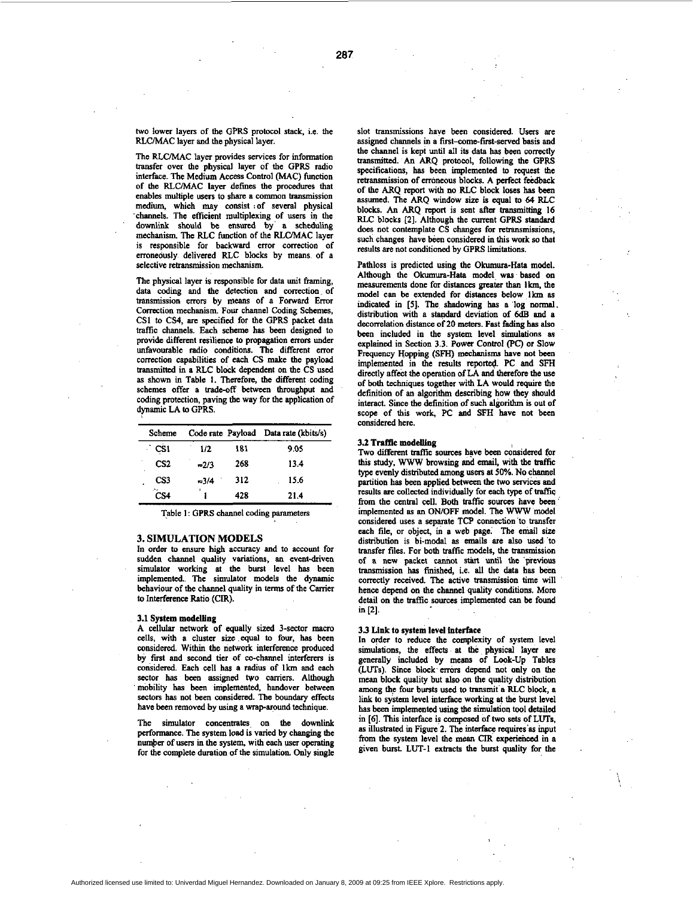two lower layers of the GPRS protocol stack, i.e. the RLC/MAC layer and the physical layer.

The RLC/MAC layer provides services for information transfer over the physical layer of the GPRS radio interface. The Medium Access Control (MAC) function of the RLC/MAC layer defines the procedures that enables multiple users to share a common transmission medium, which may consist of several physical channels. The efficient multiplexing of users in the downlink should be ensured by a scheduling mechanism. The RLC function of the RLC/MAC layer is responsible for backward error correction of erroneously delivered RLC blocks by means of a selective retransmission mechanism.

The physical layer is responsible for data unit framing, data coding and the detection and correction of transmission errors by means of a Forward Error Correction mechanism. Four channel Coding Schemes, CS1 to CS4, are specified for the GPRS packet data traffic channels. Each scheme has been designed to provide different resilience to propagation errors under unfavourable radio conditions. The different error correction capabilities of each CS make the payload transmitted in a RLC block dependent on the CS used as shown in Table 1. Therefore, the different coding schemes offer a trade-off between throughput and coding protection, paving the way for the application of dynamic LA to GPRS.

| Scheme | Code rate | Payload | Data rate (kbits/s) |
|---|---|---|---|
| CS1 | 1/2 | 181 | 9.05 |
| CS2 | ≈2/3 | 268 | 13.4 |
| CS3 | ≈3/4 | 312 | 15.6 |
| CS4 | 1 | 428 | 21.4 |

Table 1: GPRS channel coding parameters

## 3. SIMULATION MODELS

In order to ensure high accuracy and to account for sudden channel quality variations, an event-driven simulator working at the burst level has been implemented. The simulator models the dynamic behaviour of the channel quality in terms of the Carrier to Interference Ratio (CIR).

### 3.1 System modelling

A cellular network of equally sized 3-sector macro cells, with a cluster size equal to four, has been considered. Within the network interference produced by first and second tier of co-channel interferers is considered. Each cell has a radius of 1km and each sector has been assigned two carriers. Although mobility has been implemented, handover between sectors has not been considered. The boundary effects have been removed by using a wrap-around technique.

The simulator concentrates on the downlink performance. The system load is varied by changing the number of users in the system, with each user operating for the complete duration of the simulation. Only single slot transmissions have been considered. Users are assigned channels in a first-come-first-served basis and the channel is kept until all its data has been correctly transmitted. An ARQ protocol, following the GPRS specifications, has been implemented to request the retransmission of erroneous blocks. A perfect feedback of the ARQ report with no RLC block loses has been assumed. The ARQ window size is equal to 64 RLC blocks. An ARQ report is sent after transmitting 16 RLC blocks [2]. Although the current GPRS standard does not contemplate CS changes for retransmissions, such changes have been considered in this work so that results are not conditioned by GPRS limitations.

Pathloss is predicted using the Okumura-Hata model. Although the Okumura-Hata model was based on measurements done for distances greater than 1km, the model can be extended for distances below 1km as indicated in [5]. The shadowing has a log normal distribution with a standard deviation of 6dB and a decorrelation distance of 20 meters. Fast fading has also been included in the system level simulations as explained in Section 3.3. Power Control (PC) or Slow Frequency Hopping (SFH) mechanisms have not been implemented in the results reported. PC and SFH directly affect the operation of LA and therefore the use of both techniques together with LA would require the definition of an algorithm describing how they should interact. Since the definition of such algorithm is out of scope of this work, PC and SFH have not been considered here.

### 3.2 Traffic modelling

Two different traffic sources have been considered for this study, WWW browsing and email, with the traffic type evenly distributed among users at 50%. No channel partition has been applied between the two services and results are collected individually for each type of traffic from the central cell. Both traffic sources have been implemented as an ON/OFF model. The WWW model considered uses a separate TCP connection to transfer each file, or object, in a web page. The email size distribution is bi-modal as emails are also used to transfer files. For both traffic models, the transmission of a new packet cannot start until the previous transmission has finished, i.e. all the data has been correctly received. The active transmission time will hence depend on the channel quality conditions. More detail on the traffic sources implemented can be found in [2].

### 3.3 Link to system level interface

In order to reduce the complexity of system level simulations, the effects at the physical layer are generally included by means of Look-Up Tables (LUTs). Since block errors depend not only on the mean block quality but also on the quality distribution among the four bursts used to transmit a RLC block, a link to system level interface working at the burst level has been implemented using the simulation tool detailed in [6]. This interface is composed of two sets of LUTs, as illustrated in Figure 2. The interface requires as input from the system level the mean CIR experienced in a given burst. LUT-1 extracts the burst quality for the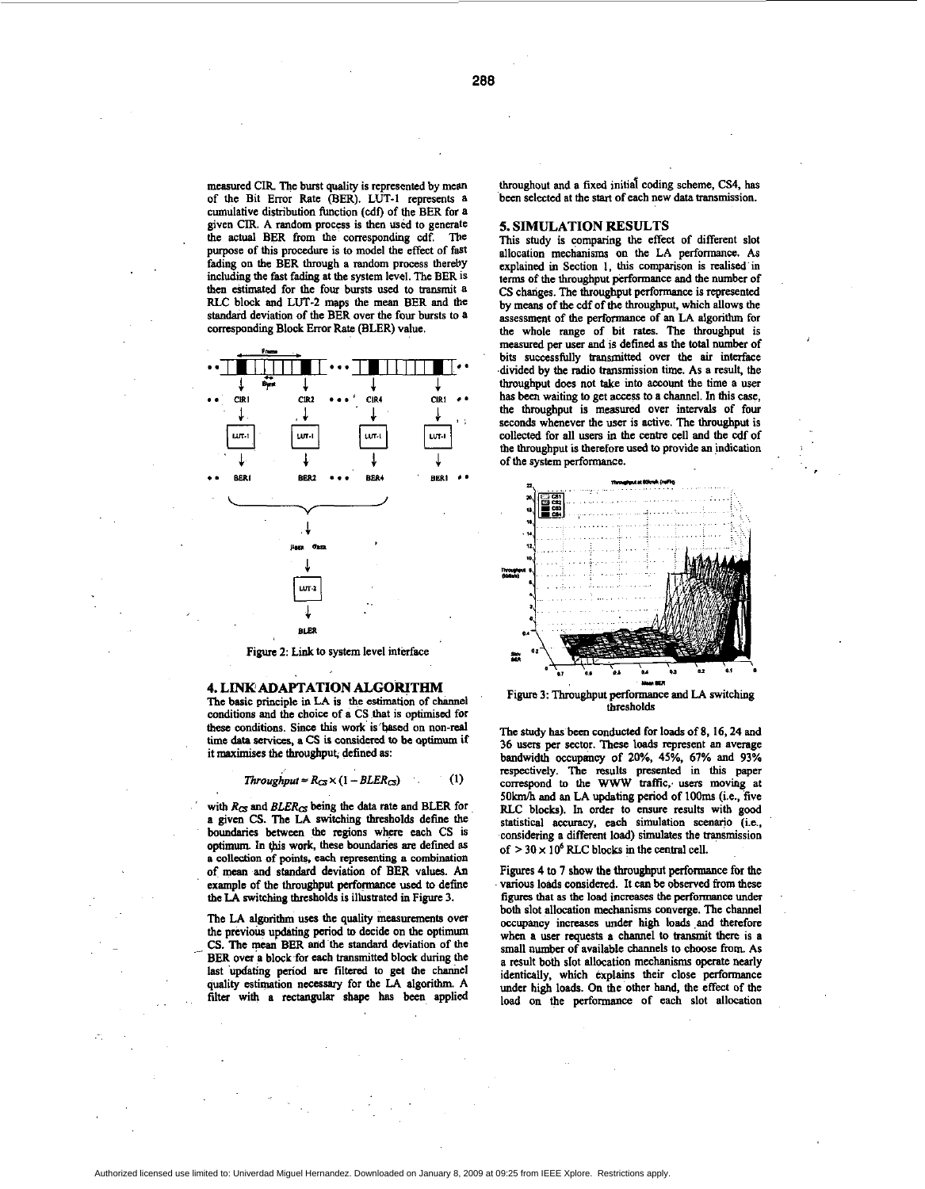measured CIR. The burst quality is represented by mean of the Bit Error Rate (BER). LUT-1 represents a cumulative distribution function (cdf) of the BER for a given CIR. A random process is then used to generate the actual BER from the corresponding cdf. The purpose of this procedure is to model the effect of fast fading on the BER through a random process thereby including the fast fading at the system level. The BER is then estimated for the four bursts used to transmit a RLC block and LUT-2 maps the mean BER and the standard deviation of the BER over the four bursts to a corresponding Block Error Rate (BLER) value.

Figure 2: Link to system level interface

## 4. LINK ADAPTATION ALGORITHM

The basic principle in LA is the estimation of channel conditions and the choice of a CS that is optimised for these conditions. Since this work is based on non-real time data services, a CS is considered to be optimum if it maximises the throughput, defined as:

$$Throughput = R_{CS} \times (1 - BLER_{CS}) \qquad (1)$$

with $R_{CS}$ and $BLER_{CS}$ being the data rate and BLER for a given CS. The LA switching thresholds define the boundaries between the regions where each CS is optimum. In this work, these boundaries are defined as a collection of points, each representing a combination of mean and standard deviation of BER values. An example of the throughput performance used to define the LA switching thresholds is illustrated in Figure 3.

The LA algorithm uses the quality measurements over the previous updating period to decide on the optimum CS. The mean BER and the standard deviation of the BER over a block for each transmitted block during the last updating period are filtered to get the channel quality estimation necessary for the LA algorithm. A filter with a rectangular shape has been applied throughout and a fixed initial coding scheme, CS4, has been selected at the start of each new data transmission.

## 5. SIMULATION RESULTS

This study is comparing the effect of different slot allocation mechanisms on the LA performance. As explained in Section 1, this comparison is realised in terms of the throughput performance and the number of CS changes. The throughput performance is represented by means of the cdf of the throughput, which allows the assessment of the performance of an LA algorithm for the whole range of bit rates. The throughput is measured per user and is defined as the total number of bits successfully transmitted over the air interface divided by the radio transmission time. As a result, the throughput does not take into account the time a user has been waiting to get access to a channel. In this case, the throughput is measured over intervals of four seconds whenever the user is active. The throughput is collected for all users in the centre cell and the cdf of the throughput is therefore used to provide an indication of the system performance.

Figure 3: Throughput performance and LA switching thresholds

The study has been conducted for loads of 8, 16, 24 and 36 users per sector. These loads represent an average bandwidth occupancy of 20%, 45%, 67% and 93% respectively. The results presented in this paper correspond to the WWW traffic, users moving at 50km/h and an LA updating period of 100ms (i.e., five RLC blocks). In order to ensure results with good statistical accuracy, each simulation scenario (i.e., considering a different load) simulates the transmission of $> 30 \times 10^6$ RLC blocks in the central cell.

Figures 4 to 7 show the throughput performance for the various loads considered. It can be observed from these figures that as the load increases the performance under both slot allocation mechanisms converge. The channel occupancy increases under high loads and therefore when a user requests a channel to transmit there is a small number of available channels to choose from. As a result both slot allocation mechanisms operate nearly identically, which explains their close performance under high loads. On the other hand, the effect of the load on the performance of each slot allocation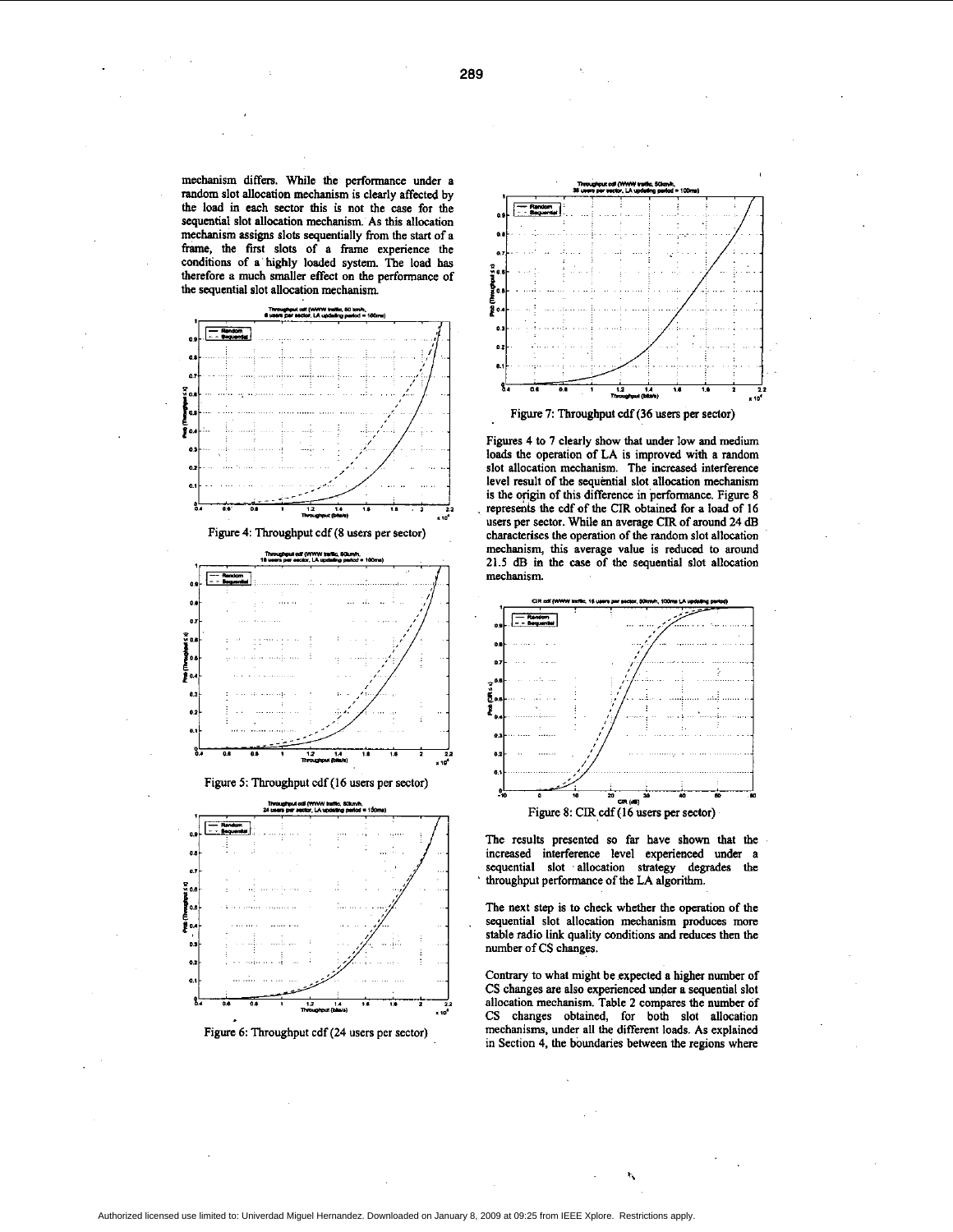mechanism differs. While the performance under a random slot allocation mechanism is clearly affected by the load in each sector this is not the case for the sequential slot allocation mechanism. As this allocation mechanism assigns slots sequentially from the start of a frame, the first slots of a frame experience the conditions of a highly loaded system. The load has therefore a much smaller effect on the performance of the sequential slot allocation mechanism.

Figure 4: Throughput cdf (8 users per sector)

Figure 5: Throughput cdf (16 users per sector)

Figure 6: Throughput cdf (24 users per sector)

Figure 7: Throughput cdf (36 users per sector)

Figures 4 to 7 clearly show that under low and medium loads the operation of LA is improved with a random slot allocation mechanism. The increased interference level result of the sequential slot allocation mechanism is the origin of this difference in performance. Figure 8 represents the cdf of the CIR obtained for a load of 16 users per sector. While an average CIR of around 24 dB characterises the operation of the random slot allocation mechanism, this average value is reduced to around 21.5 dB in the case of the sequential slot allocation mechanism.

Figure 8: CIR cdf (16 users per sector)

The results presented so far have shown that the increased interference level experienced under a sequential slot allocation strategy degrades the throughput performance of the LA algorithm.

The next step is to check whether the operation of the sequential slot allocation mechanism produces more stable radio link quality conditions and reduces then the number of CS changes.

Contrary to what might be expected a higher number of CS changes are also experienced under a sequential slot allocation mechanism. Table 2 compares the number of CS changes obtained, for both slot allocation mechanisms, under all the different loads. As explained in Section 4, the boundaries between the regions where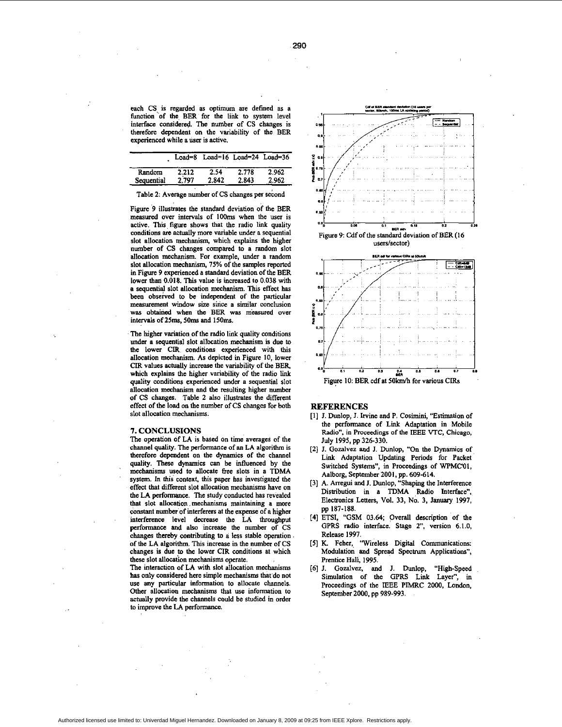each CS is regarded as optimum are defined as a function of the BER for the link to system level interface considered. The number of CS changes is therefore dependent on the variability of the BER experienced while a user is active.

| | Load=8 | Load=16 | Load=24 | Load=36 |
|---|---|---|---|---|
| Random | 2.212 | 2.54 | 2.778 | 2.962 |
| Sequential | 2.797 | 2.842 | 2.843 | 2.962 |

Table 2: Average number of CS changes per second

Figure 9 illustrates the standard deviation of the BER measured over intervals of 100ms when the user is active. This figure shows that the radio link quality conditions are actually more variable under a sequential slot allocation mechanism, which explains the higher number of CS changes compared to a random slot allocation mechanism. For example, under a random slot allocation mechanism, 75% of the samples reported in Figure 9 experienced a standard deviation of the BER lower than 0.018. This value is increased to 0.038 with a sequential slot allocation mechanism. This effect has been observed to be independent of the particular measurement window size since a similar conclusion was obtained when the BER was measured over intervals of 25ms, 50ms and 150ms.

The higher variation of the radio link quality conditions under a sequential slot allocation mechanism is due to the lower CIR conditions experienced with this allocation mechanism. As depicted in Figure 10, lower CIR values actually increase the variability of the BER, which explains the higher variability of the radio link quality conditions experienced under a sequential slot allocation mechanism and the resulting higher number of CS changes. Table 2 also illustrates the different effect of the load on the number of CS changes for both slot allocation mechanisms.

## 7. CONCLUSIONS

The operation of LA is based on time averages of the channel quality. The performance of an LA algorithm is therefore dependent on the dynamics of the channel quality. These dynamics can be influenced by the mechanisms used to allocate free slots in a TDMA system. In this context, this paper has investigated the effect that different slot allocation mechanisms have on the LA performance. The study conducted has revealed that slot allocation mechanisms maintaining a more constant number of interferers at the expense of a higher interference level decrease the LA throughput performance and also increase the number of CS changes thereby contributing to a less stable operation of the LA algorithm. This increase in the number of CS changes is due to the lower CIR conditions at which these slot allocation mechanisms operate.

The interaction of LA with slot allocation mechanisms has only considered here simple mechanisms that do not use any particular information to allocate channels. Other allocation mechanisms that use information to actually provide the channels could be studied in order to improve the LA performance.

Cdf of BER standard deviation (16 users per sector, 50km/h, 100ms LA updating period)

Random
Sequential

Prob (BER stdv ≤ x)

BER stdv

0 0.05 0.1 0.15 0.2 0.25

Figure 9: Cdf of the standard deviation of BER (16 users/sector)

BER cdf for various CIRs at 50km/h

CIR=6dB
CIR=12dB

Prob (BER ≤ x)

BER

0 0.1 0.2 0.3 0.4 0.5 0.6 0.7 0.8

Figure 10: BER cdf at 50km/h for various CIRs

## REFERENCES

[1] J. Dunlop, J. Irvine and P. Cosimini, "Estimation of the performance of Link Adaptation in Mobile Radio", in Proceedings of the IEEE VTC, Chicago, July 1995, pp 326-330.

[2] J. Gozalvez and J. Dunlop, "On the Dynamics of Link Adaptation Updating Periods for Packet Switched Systems", in Proceedings of WPMC'01, Aalborg, September 2001, pp. 609-614.

[3] A. Arregui and J. Dunlop, "Shaping the Interference Distribution in a TDMA Radio Interface", Electronics Letters, Vol. 33, No. 3, January 1997, pp 187-188.

[4] ETSI, "GSM 03.64; Overall description of the GPRS radio interface. Stage 2", version 6.1.0, Release 1997.

[5] K. Feher, "Wireless Digital Communications: Modulation and Spread Spectrum Applications", Prentice Hall, 1995.

[6] J. Gozalvez, and J. Dunlop, "High-Speed Simulation of the GPRS Link Layer", in Proceedings of the IEEE PIMRC 2000, London, September 2000, pp 989-993.